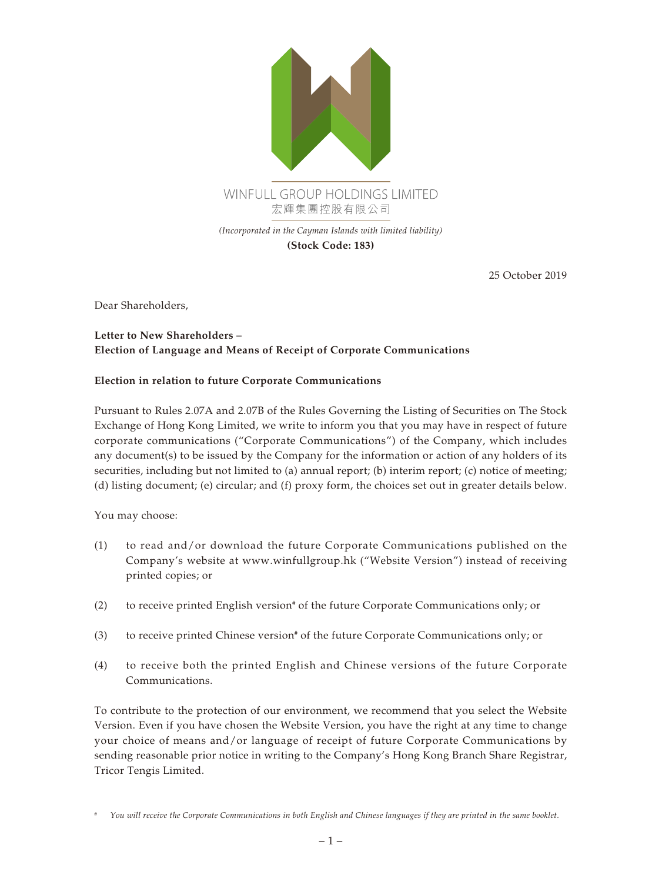WINFULL GROUP HOLDINGS LIMITED
宏輝集團控股有限公司

*(Incorporated in the Cayman Islands with limited liability)*
**(Stock Code: 183)**

25 October 2019

Dear Shareholders,

**Letter to New Shareholders –**
**Election of Language and Means of Receipt of Corporate Communications**

**Election in relation to future Corporate Communications**

Pursuant to Rules 2.07A and 2.07B of the Rules Governing the Listing of Securities on The Stock Exchange of Hong Kong Limited, we write to inform you that you may have in respect of future corporate communications ("Corporate Communications") of the Company, which includes any document(s) to be issued by the Company for the information or action of any holders of its securities, including but not limited to (a) annual report; (b) interim report; (c) notice of meeting; (d) listing document; (e) circular; and (f) proxy form, the choices set out in greater details below.

You may choose:

(1) to read and/or download the future Corporate Communications published on the Company's website at www.winfullgroup.hk ("Website Version") instead of receiving printed copies; or

(2) to receive printed English version# of the future Corporate Communications only; or

(3) to receive printed Chinese version# of the future Corporate Communications only; or

(4) to receive both the printed English and Chinese versions of the future Corporate Communications.

To contribute to the protection of our environment, we recommend that you select the Website Version. Even if you have chosen the Website Version, you have the right at any time to change your choice of means and/or language of receipt of future Corporate Communications by sending reasonable prior notice in writing to the Company's Hong Kong Branch Share Registrar, Tricor Tengis Limited.

\# *You will receive the Corporate Communications in both English and Chinese languages if they are printed in the same booklet.*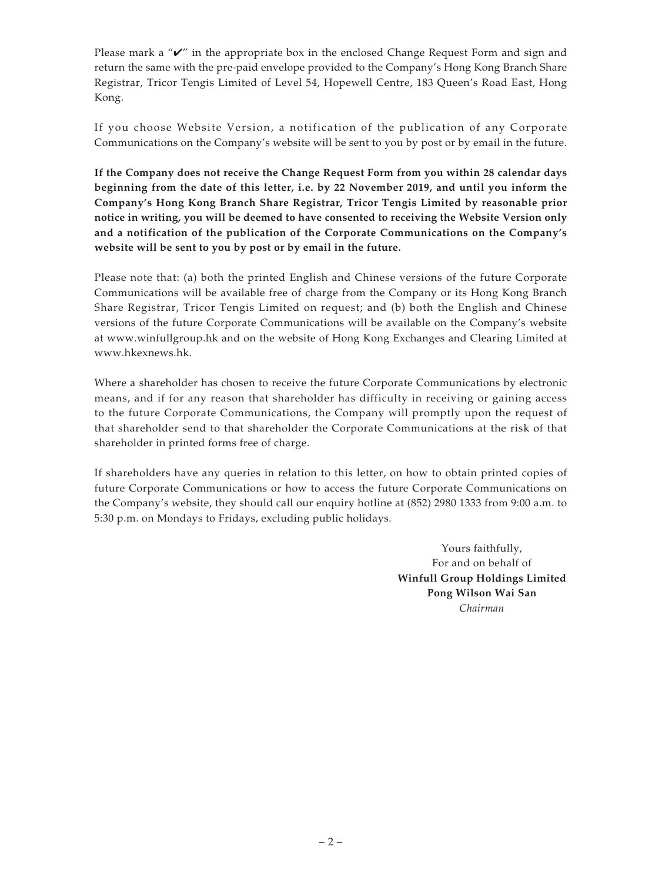Please mark a "✔" in the appropriate box in the enclosed Change Request Form and sign and return the same with the pre-paid envelope provided to the Company's Hong Kong Branch Share Registrar, Tricor Tengis Limited of Level 54, Hopewell Centre, 183 Queen's Road East, Hong Kong.

If you choose Website Version, a notification of the publication of any Corporate Communications on the Company's website will be sent to you by post or by email in the future.

**If the Company does not receive the Change Request Form from you within 28 calendar days beginning from the date of this letter, i.e. by 22 November 2019, and until you inform the Company's Hong Kong Branch Share Registrar, Tricor Tengis Limited by reasonable prior notice in writing, you will be deemed to have consented to receiving the Website Version only and a notification of the publication of the Corporate Communications on the Company's website will be sent to you by post or by email in the future.**

Please note that: (a) both the printed English and Chinese versions of the future Corporate Communications will be available free of charge from the Company or its Hong Kong Branch Share Registrar, Tricor Tengis Limited on request; and (b) both the English and Chinese versions of the future Corporate Communications will be available on the Company's website at www.winfullgroup.hk and on the website of Hong Kong Exchanges and Clearing Limited at www.hkexnews.hk.

Where a shareholder has chosen to receive the future Corporate Communications by electronic means, and if for any reason that shareholder has difficulty in receiving or gaining access to the future Corporate Communications, the Company will promptly upon the request of that shareholder send to that shareholder the Corporate Communications at the risk of that shareholder in printed forms free of charge.

If shareholders have any queries in relation to this letter, on how to obtain printed copies of future Corporate Communications or how to access the future Corporate Communications on the Company's website, they should call our enquiry hotline at (852) 2980 1333 from 9:00 a.m. to 5:30 p.m. on Mondays to Fridays, excluding public holidays.

Yours faithfully,
For and on behalf of
**Winfull Group Holdings Limited**
**Pong Wilson Wai San**
*Chairman*